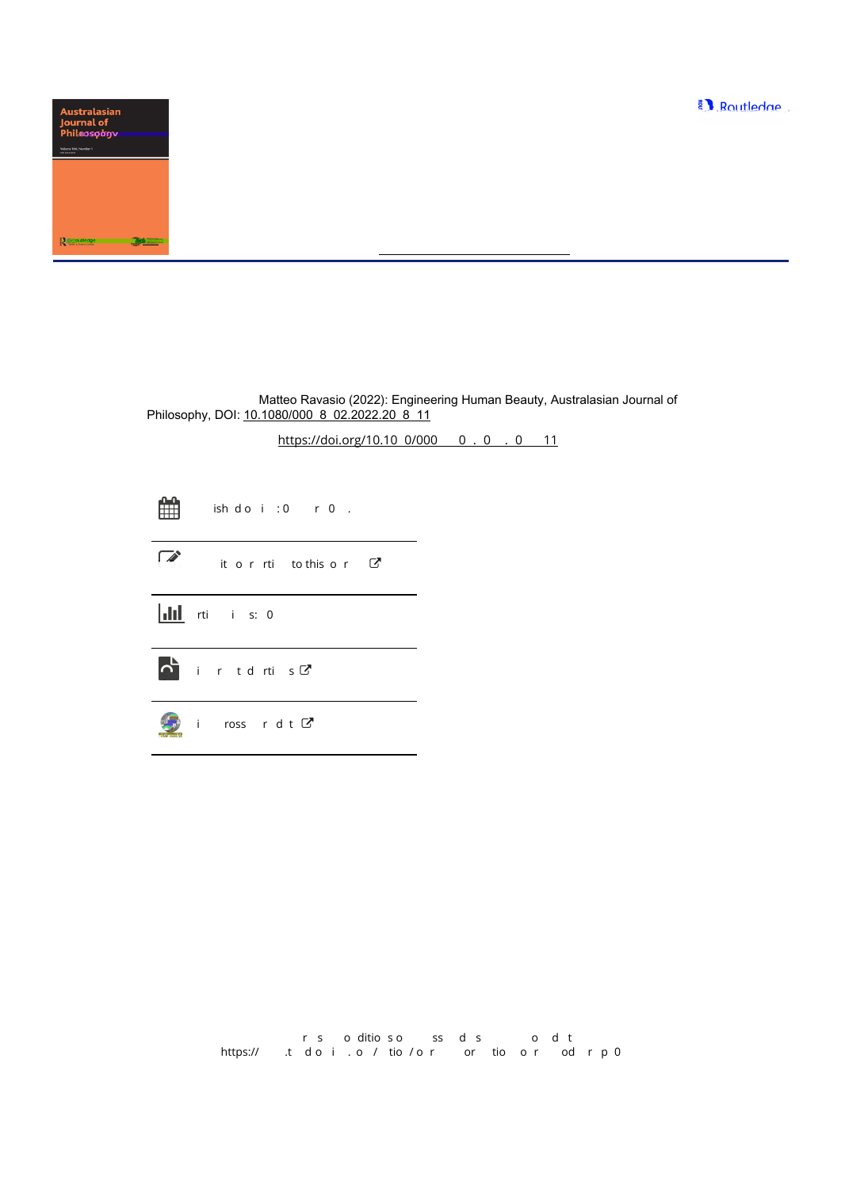Matteo Ravasio (2022): Engineering Human Beauty, Australasian Journal of Philosophy, DOI: 10.1080/000 8 02.2022.20 8 11

https://doi.org/10.10 0/000 0 . 0 . 0 11

ish d o i : 0 r 0 .

it o r rti to this o r

rti i s: 0

i r t d rti s

i ross r d t

r s o ditio s o ss d s o d t
https:// .t d o i . o / tio / o r or tio o r od r p 0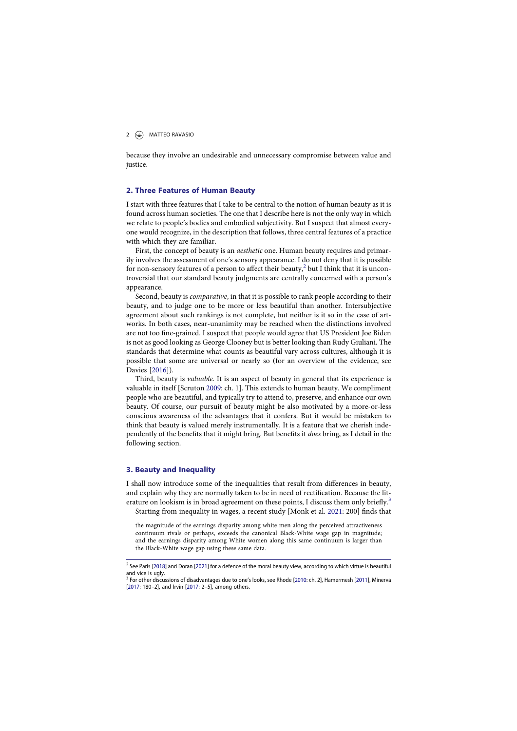because they involve an undesirable and unnecessary compromise between value and justice.

## 2. Three Features of Human Beauty

I start with three features that I take to be central to the notion of human beauty as it is found across human societies. The one that I describe here is not the only way in which we relate to people's bodies and embodied subjectivity. But I suspect that almost everyone would recognize, in the description that follows, three central features of a practice with which they are familiar.

First, the concept of beauty is an *aesthetic* one. Human beauty requires and primarily involves the assessment of one's sensory appearance. I do not deny that it is possible for non-sensory features of a person to affect their beauty,[2] but I think that it is uncontroversial that our standard beauty judgments are centrally concerned with a person's appearance.

Second, beauty is *comparative*, in that it is possible to rank people according to their beauty, and to judge one to be more or less beautiful than another. Intersubjective agreement about such rankings is not complete, but neither is it so in the case of artworks. In both cases, near-unanimity may be reached when the distinctions involved are not too fine-grained. I suspect that people would agree that US President Joe Biden is not as good looking as George Clooney but is better looking than Rudy Giuliani. The standards that determine what counts as beautiful vary across cultures, although it is possible that some are universal or nearly so (for an overview of the evidence, see Davies [2016]).

Third, beauty is *valuable*. It is an aspect of beauty in general that its experience is valuable in itself [Scruton 2009: ch. 1]. This extends to human beauty. We compliment people who are beautiful, and typically try to attend to, preserve, and enhance our own beauty. Of course, our pursuit of beauty might be also motivated by a more-or-less conscious awareness of the advantages that it confers. But it would be mistaken to think that beauty is valued merely instrumentally. It is a feature that we cherish independently of the benefits that it might bring. But benefits it *does* bring, as I detail in the following section.

## 3. Beauty and Inequality

I shall now introduce some of the inequalities that result from differences in beauty, and explain why they are normally taken to be in need of rectification. Because the literature on lookism is in broad agreement on these points, I discuss them only briefly.[3]

Starting from inequality in wages, a recent study [Monk et al. 2021: 200] finds that

> the magnitude of the earnings disparity among white men along the perceived attractiveness continuum rivals or perhaps, exceeds the canonical Black-White wage gap in magnitude; and the earnings disparity among White women along this same continuum is larger than the Black-White wage gap using these same data.

---

[2] See Paris [2018] and Doran [2021] for a defence of the moral beauty view, according to which virtue is beautiful and vice is ugly.

[3] For other discussions of disadvantages due to one's looks, see Rhode [2010: ch. 2], Hamermesh [2011], Minerva [2017: 180–2], and Irvin [2017: 2–5], among others.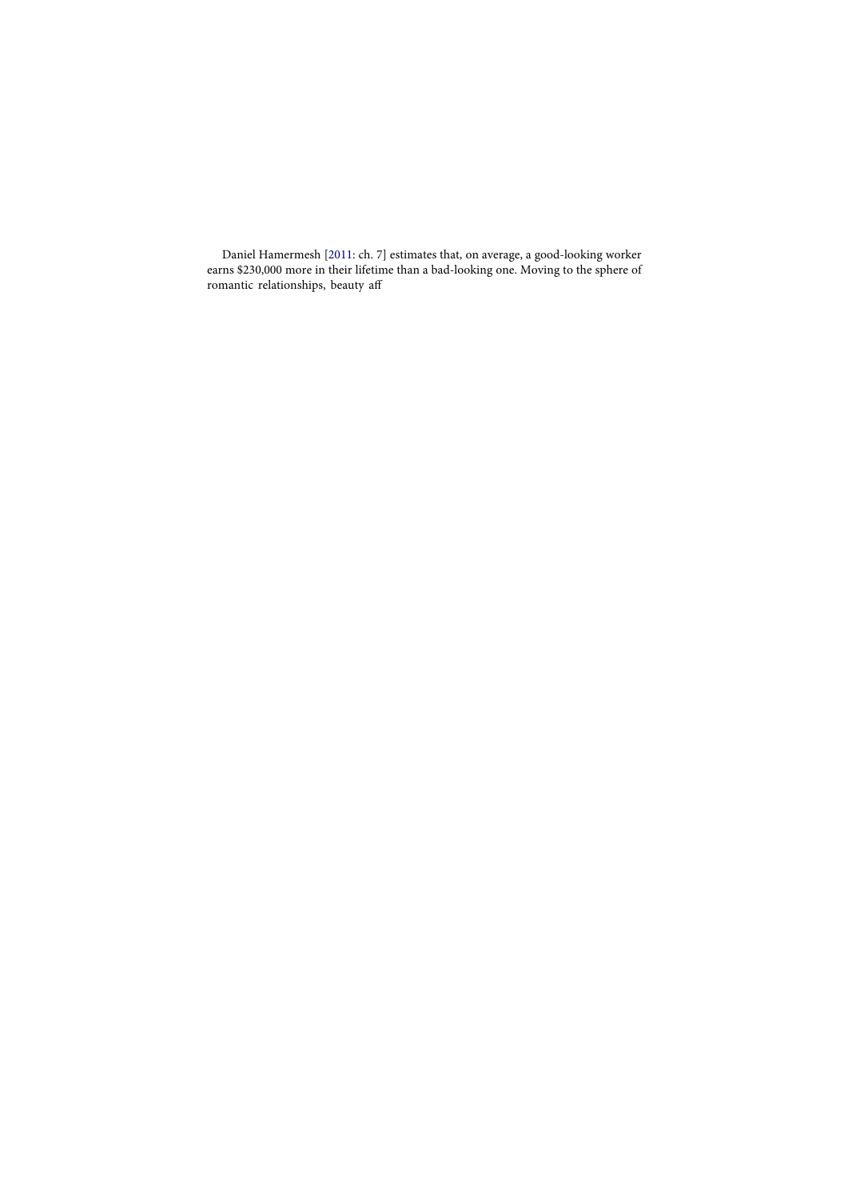Daniel Hamermesh [2011: ch. 7] estimates that, on average, a good-looking worker earns $230,000 more in their lifetime than a bad-looking one. Moving to the sphere of romantic relationships, beauty aff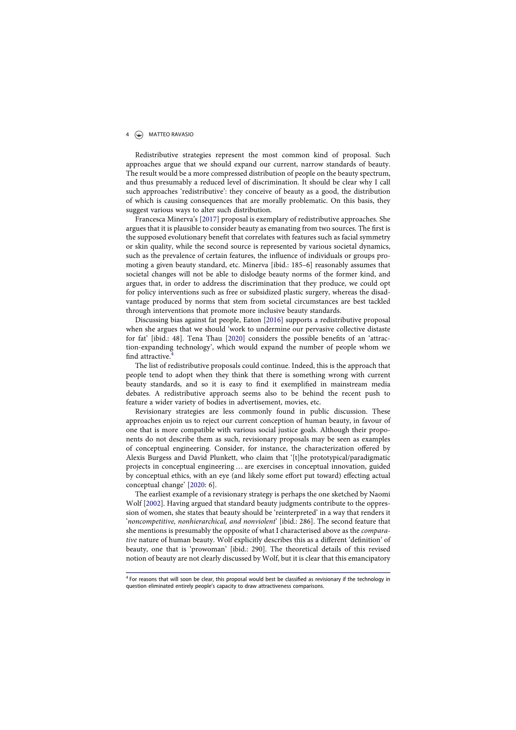Redistributive strategies represent the most common kind of proposal. Such approaches argue that we should expand our current, narrow standards of beauty. The result would be a more compressed distribution of people on the beauty spectrum, and thus presumably a reduced level of discrimination. It should be clear why I call such approaches 'redistributive': they conceive of beauty as a good, the distribution of which is causing consequences that are morally problematic. On this basis, they suggest various ways to alter such distribution.

Francesca Minerva's [2017] proposal is exemplary of redistributive approaches. She argues that it is plausible to consider beauty as emanating from two sources. The first is the supposed evolutionary benefit that correlates with features such as facial symmetry or skin quality, while the second source is represented by various societal dynamics, such as the prevalence of certain features, the influence of individuals or groups promoting a given beauty standard, etc. Minerva [ibid.: 185–6] reasonably assumes that societal changes will not be able to dislodge beauty norms of the former kind, and argues that, in order to address the discrimination that they produce, we could opt for policy interventions such as free or subsidized plastic surgery, whereas the disadvantage produced by norms that stem from societal circumstances are best tackled through interventions that promote more inclusive beauty standards.

Discussing bias against fat people, Eaton [2016] supports a redistributive proposal when she argues that we should 'work to undermine our pervasive collective distaste for fat' [ibid.: 48]. Tena Thau [2020] considers the possible benefits of an 'attraction-expanding technology', which would expand the number of people whom we find attractive.[4]

The list of redistributive proposals could continue. Indeed, this is the approach that people tend to adopt when they think that there is something wrong with current beauty standards, and so it is easy to find it exemplified in mainstream media debates. A redistributive approach seems also to be behind the recent push to feature a wider variety of bodies in advertisement, movies, etc.

Revisionary strategies are less commonly found in public discussion. These approaches enjoin us to reject our current conception of human beauty, in favour of one that is more compatible with various social justice goals. Although their proponents do not describe them as such, revisionary proposals may be seen as examples of conceptual engineering. Consider, for instance, the characterization offered by Alexis Burgess and David Plunkett, who claim that '[t]he prototypical/paradigmatic projects in conceptual engineering … are exercises in conceptual innovation, guided by conceptual ethics, with an eye (and likely some effort put toward) effecting actual conceptual change' [2020: 6].

The earliest example of a revisionary strategy is perhaps the one sketched by Naomi Wolf [2002]. Having argued that standard beauty judgments contribute to the oppression of women, she states that beauty should be 'reinterpreted' in a way that renders it '*noncompetitive, nonhierarchical, and nonviolent*' [ibid.: 286]. The second feature that she mentions is presumably the opposite of what I characterised above as the *comparative* nature of human beauty. Wolf explicitly describes this as a different 'definition' of beauty, one that is 'prowoman' [ibid.: 290]. The theoretical details of this revised notion of beauty are not clearly discussed by Wolf, but it is clear that this emancipatory

[4] For reasons that will soon be clear, this proposal would best be classified as revisionary if the technology in question eliminated entirely people's capacity to draw attractiveness comparisons.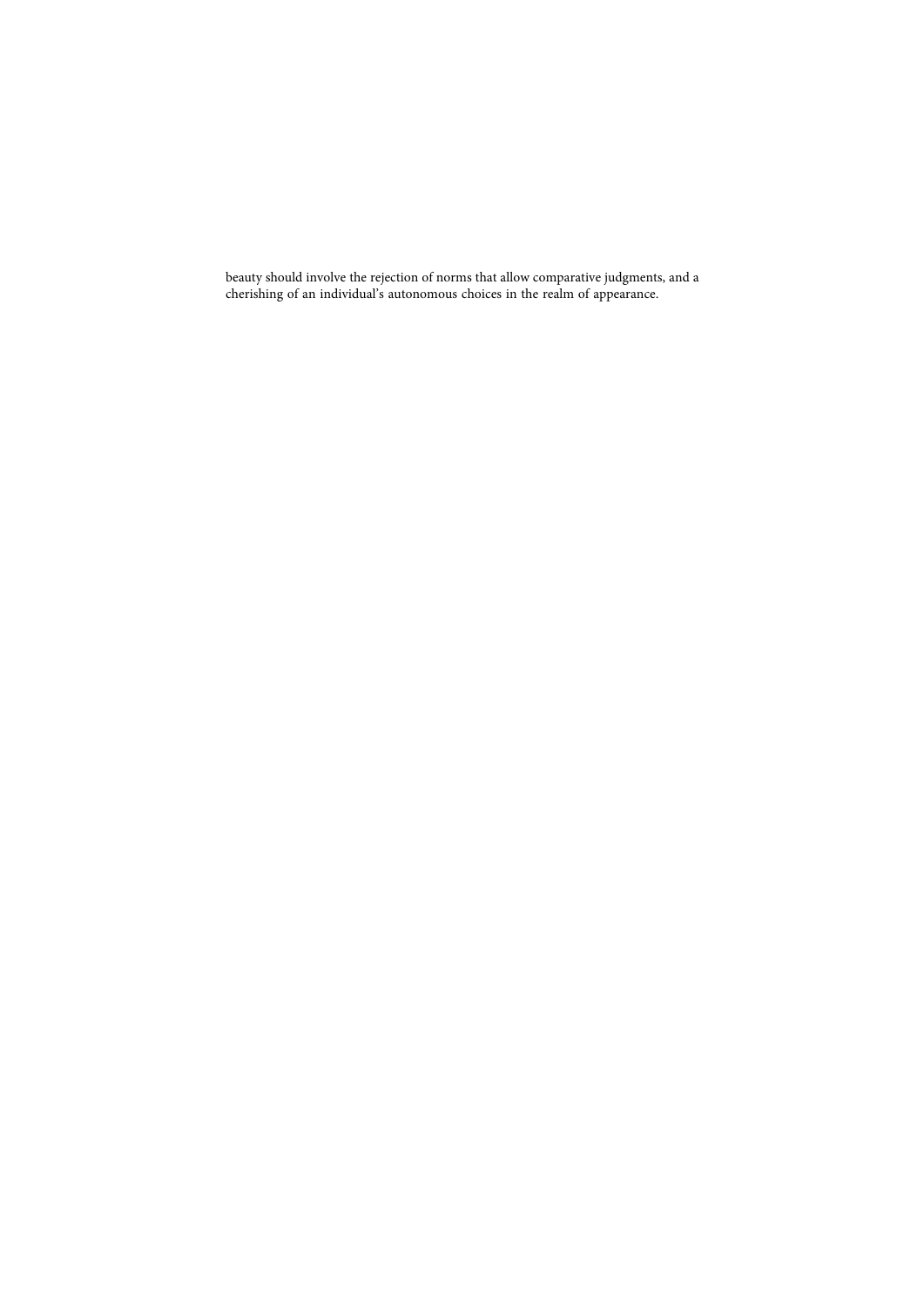beauty should involve the rejection of norms that allow comparative judgments, and a cherishing of an individual's autonomous choices in the realm of appearance.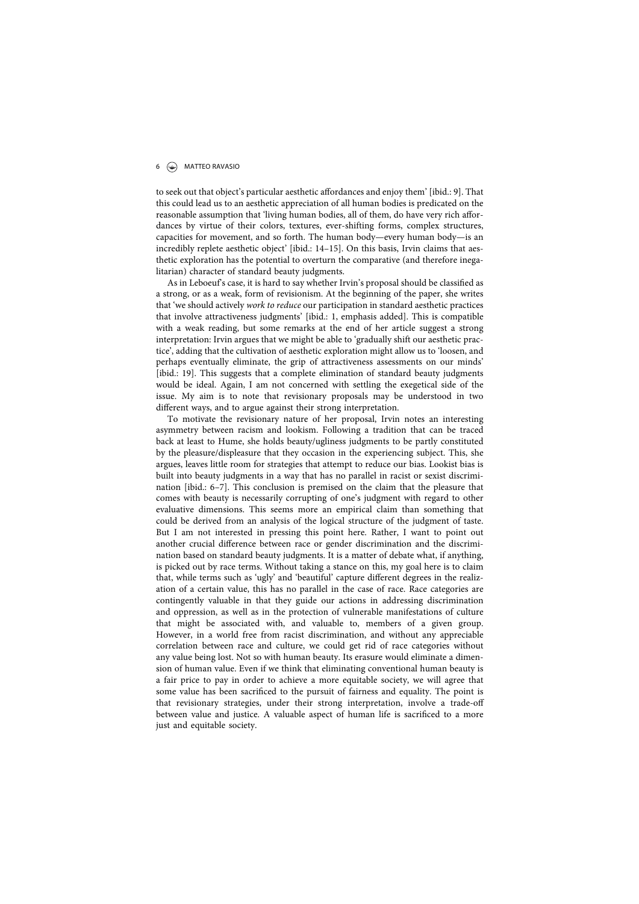to seek out that object's particular aesthetic affordances and enjoy them' [ibid.: 9]. That this could lead us to an aesthetic appreciation of all human bodies is predicated on the reasonable assumption that 'living human bodies, all of them, do have very rich affordances by virtue of their colors, textures, ever-shifting forms, complex structures, capacities for movement, and so forth. The human body—every human body—is an incredibly replete aesthetic object' [ibid.: 14–15]. On this basis, Irvin claims that aesthetic exploration has the potential to overturn the comparative (and therefore inegalitarian) character of standard beauty judgments.

As in Leboeuf's case, it is hard to say whether Irvin's proposal should be classified as a strong, or as a weak, form of revisionism. At the beginning of the paper, she writes that 'we should actively *work to reduce* our participation in standard aesthetic practices that involve attractiveness judgments' [ibid.: 1, emphasis added]. This is compatible with a weak reading, but some remarks at the end of her article suggest a strong interpretation: Irvin argues that we might be able to 'gradually shift our aesthetic practice', adding that the cultivation of aesthetic exploration might allow us to 'loosen, and perhaps eventually eliminate, the grip of attractiveness assessments on our minds' [ibid.: 19]. This suggests that a complete elimination of standard beauty judgments would be ideal. Again, I am not concerned with settling the exegetical side of the issue. My aim is to note that revisionary proposals may be understood in two different ways, and to argue against their strong interpretation.

To motivate the revisionary nature of her proposal, Irvin notes an interesting asymmetry between racism and lookism. Following a tradition that can be traced back at least to Hume, she holds beauty/ugliness judgments to be partly constituted by the pleasure/displeasure that they occasion in the experiencing subject. This, she argues, leaves little room for strategies that attempt to reduce our bias. Lookist bias is built into beauty judgments in a way that has no parallel in racist or sexist discrimination [ibid.: 6–7]. This conclusion is premised on the claim that the pleasure that comes with beauty is necessarily corrupting of one's judgment with regard to other evaluative dimensions. This seems more an empirical claim than something that could be derived from an analysis of the logical structure of the judgment of taste. But I am not interested in pressing this point here. Rather, I want to point out another crucial difference between race or gender discrimination and the discrimination based on standard beauty judgments. It is a matter of debate what, if anything, is picked out by race terms. Without taking a stance on this, my goal here is to claim that, while terms such as 'ugly' and 'beautiful' capture different degrees in the realization of a certain value, this has no parallel in the case of race. Race categories are contingently valuable in that they guide our actions in addressing discrimination and oppression, as well as in the protection of vulnerable manifestations of culture that might be associated with, and valuable to, members of a given group. However, in a world free from racist discrimination, and without any appreciable correlation between race and culture, we could get rid of race categories without any value being lost. Not so with human beauty. Its erasure would eliminate a dimension of human value. Even if we think that eliminating conventional human beauty is a fair price to pay in order to achieve a more equitable society, we will agree that some value has been sacrificed to the pursuit of fairness and equality. The point is that revisionary strategies, under their strong interpretation, involve a trade-off between value and justice. A valuable aspect of human life is sacrificed to a more just and equitable society.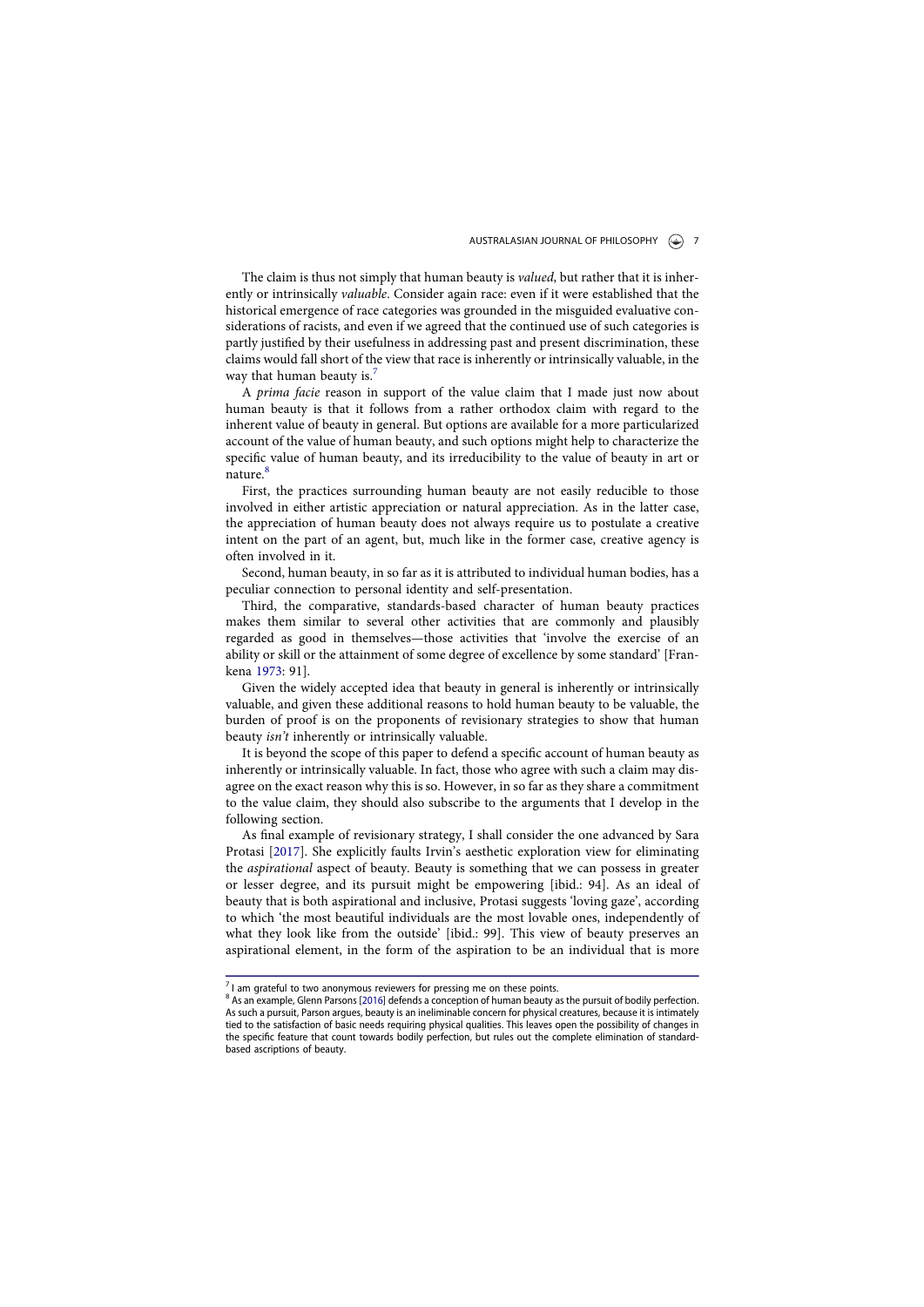The claim is thus not simply that human beauty is *valued*, but rather that it is inherently or intrinsically *valuable*. Consider again race: even if it were established that the historical emergence of race categories was grounded in the misguided evaluative considerations of racists, and even if we agreed that the continued use of such categories is partly justified by their usefulness in addressing past and present discrimination, these claims would fall short of the view that race is inherently or intrinsically valuable, in the way that human beauty is.[7]

A *prima facie* reason in support of the value claim that I made just now about human beauty is that it follows from a rather orthodox claim with regard to the inherent value of beauty in general. But options are available for a more particularized account of the value of human beauty, and such options might help to characterize the specific value of human beauty, and its irreducibility to the value of beauty in art or nature.[8]

First, the practices surrounding human beauty are not easily reducible to those involved in either artistic appreciation or natural appreciation. As in the latter case, the appreciation of human beauty does not always require us to postulate a creative intent on the part of an agent, but, much like in the former case, creative agency is often involved in it.

Second, human beauty, in so far as it is attributed to individual human bodies, has a peculiar connection to personal identity and self-presentation.

Third, the comparative, standards-based character of human beauty practices makes them similar to several other activities that are commonly and plausibly regarded as good in themselves—those activities that 'involve the exercise of an ability or skill or the attainment of some degree of excellence by some standard' [Frankena 1973: 91].

Given the widely accepted idea that beauty in general is inherently or intrinsically valuable, and given these additional reasons to hold human beauty to be valuable, the burden of proof is on the proponents of revisionary strategies to show that human beauty *isn't* inherently or intrinsically valuable.

It is beyond the scope of this paper to defend a specific account of human beauty as inherently or intrinsically valuable. In fact, those who agree with such a claim may disagree on the exact reason why this is so. However, in so far as they share a commitment to the value claim, they should also subscribe to the arguments that I develop in the following section.

As final example of revisionary strategy, I shall consider the one advanced by Sara Protasi [2017]. She explicitly faults Irvin's aesthetic exploration view for eliminating the *aspirational* aspect of beauty. Beauty is something that we can possess in greater or lesser degree, and its pursuit might be empowering [ibid.: 94]. As an ideal of beauty that is both aspirational and inclusive, Protasi suggests 'loving gaze', according to which 'the most beautiful individuals are the most lovable ones, independently of what they look like from the outside' [ibid.: 99]. This view of beauty preserves an aspirational element, in the form of the aspiration to be an individual that is more

---

[7] I am grateful to two anonymous reviewers for pressing me on these points.

[8] As an example, Glenn Parsons [2016] defends a conception of human beauty as the pursuit of bodily perfection. As such a pursuit, Parson argues, beauty is an ineliminable concern for physical creatures, because it is intimately tied to the satisfaction of basic needs requiring physical qualities. This leaves open the possibility of changes in the specific feature that count towards bodily perfection, but rules out the complete elimination of standard-based ascriptions of beauty.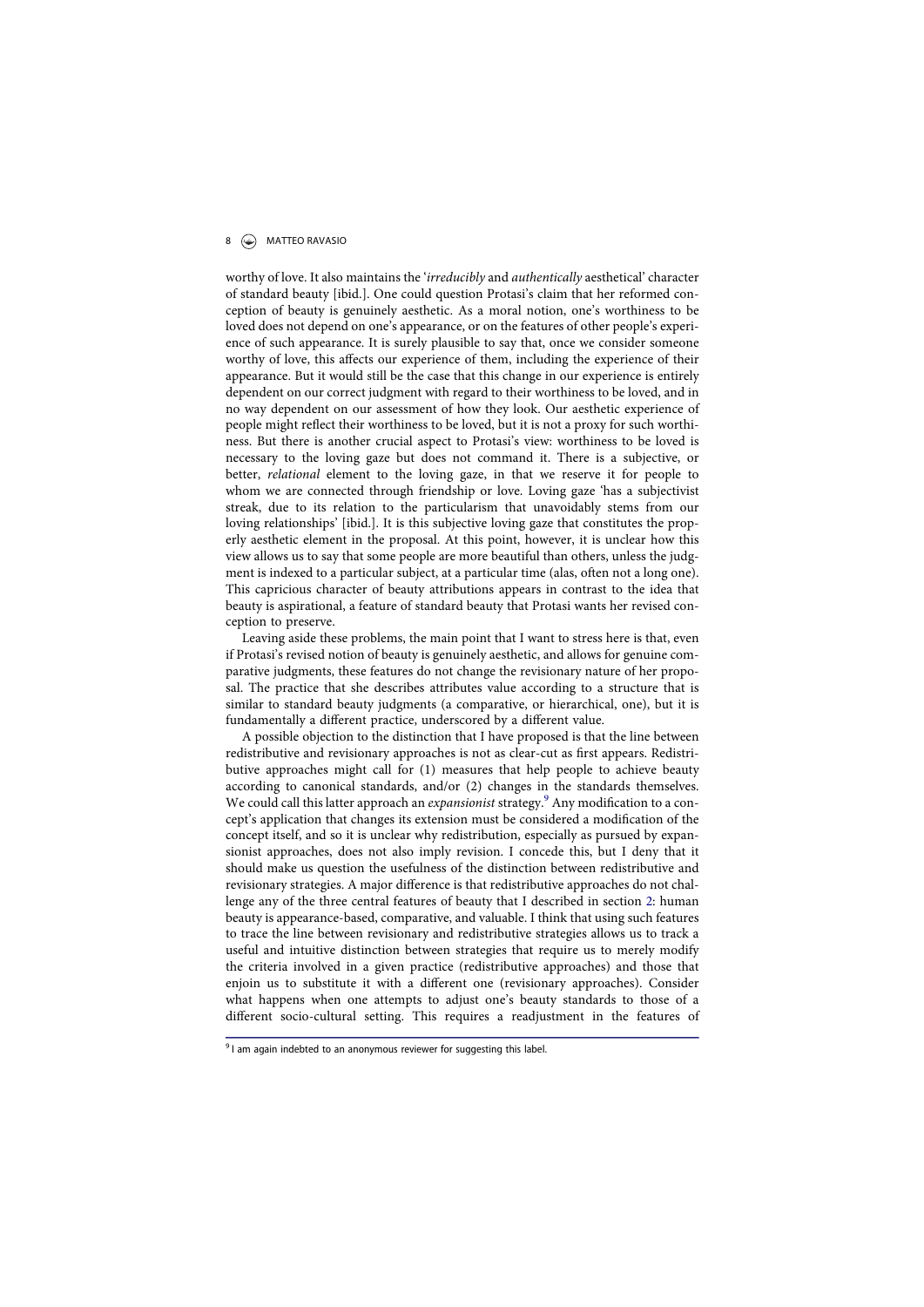worthy of love. It also maintains the '*irreducibly* and *authentically* aesthetical' character of standard beauty [ibid.]. One could question Protasi's claim that her reformed conception of beauty is genuinely aesthetic. As a moral notion, one's worthiness to be loved does not depend on one's appearance, or on the features of other people's experience of such appearance. It is surely plausible to say that, once we consider someone worthy of love, this affects our experience of them, including the experience of their appearance. But it would still be the case that this change in our experience is entirely dependent on our correct judgment with regard to their worthiness to be loved, and in no way dependent on our assessment of how they look. Our aesthetic experience of people might reflect their worthiness to be loved, but it is not a proxy for such worthiness. But there is another crucial aspect to Protasi's view: worthiness to be loved is necessary to the loving gaze but does not command it. There is a subjective, or better, *relational* element to the loving gaze, in that we reserve it for people to whom we are connected through friendship or love. Loving gaze 'has a subjectivist streak, due to its relation to the particularism that unavoidably stems from our loving relationships' [ibid.]. It is this subjective loving gaze that constitutes the properly aesthetic element in the proposal. At this point, however, it is unclear how this view allows us to say that some people are more beautiful than others, unless the judgment is indexed to a particular subject, at a particular time (alas, often not a long one). This capricious character of beauty attributions appears in contrast to the idea that beauty is aspirational, a feature of standard beauty that Protasi wants her revised conception to preserve.

Leaving aside these problems, the main point that I want to stress here is that, even if Protasi's revised notion of beauty is genuinely aesthetic, and allows for genuine comparative judgments, these features do not change the revisionary nature of her proposal. The practice that she describes attributes value according to a structure that is similar to standard beauty judgments (a comparative, or hierarchical, one), but it is fundamentally a different practice, underscored by a different value.

A possible objection to the distinction that I have proposed is that the line between redistributive and revisionary approaches is not as clear-cut as first appears. Redistributive approaches might call for (1) measures that help people to achieve beauty according to canonical standards, and/or (2) changes in the standards themselves. We could call this latter approach an *expansionist* strategy.[9] Any modification to a concept's application that changes its extension must be considered a modification of the concept itself, and so it is unclear why redistribution, especially as pursued by expansionist approaches, does not also imply revision. I concede this, but I deny that it should make us question the usefulness of the distinction between redistributive and revisionary strategies. A major difference is that redistributive approaches do not challenge any of the three central features of beauty that I described in section 2: human beauty is appearance-based, comparative, and valuable. I think that using such features to trace the line between revisionary and redistributive strategies allows us to track a useful and intuitive distinction between strategies that require us to merely modify the criteria involved in a given practice (redistributive approaches) and those that enjoin us to substitute it with a different one (revisionary approaches). Consider what happens when one attempts to adjust one's beauty standards to those of a different socio-cultural setting. This requires a readjustment in the features of

---

[9] I am again indebted to an anonymous reviewer for suggesting this label.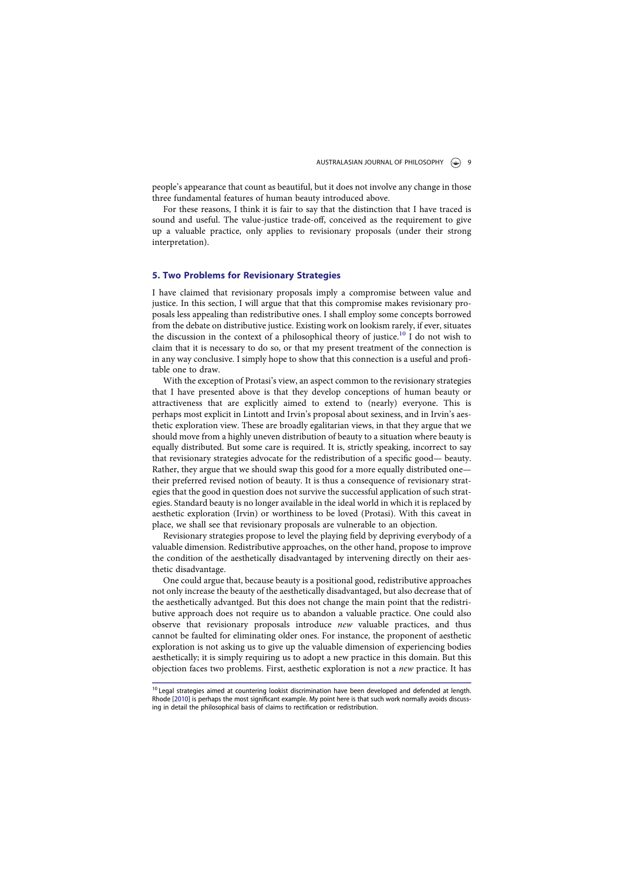people's appearance that count as beautiful, but it does not involve any change in those three fundamental features of human beauty introduced above.

For these reasons, I think it is fair to say that the distinction that I have traced is sound and useful. The value-justice trade-off, conceived as the requirement to give up a valuable practice, only applies to revisionary proposals (under their strong interpretation).

## 5. Two Problems for Revisionary Strategies

I have claimed that revisionary proposals imply a compromise between value and justice. In this section, I will argue that that this compromise makes revisionary proposals less appealing than redistributive ones. I shall employ some concepts borrowed from the debate on distributive justice. Existing work on lookism rarely, if ever, situates the discussion in the context of a philosophical theory of justice.[10] I do not wish to claim that it is necessary to do so, or that my present treatment of the connection is in any way conclusive. I simply hope to show that this connection is a useful and profitable one to draw.

With the exception of Protasi's view, an aspect common to the revisionary strategies that I have presented above is that they develop conceptions of human beauty or attractiveness that are explicitly aimed to extend to (nearly) everyone. This is perhaps most explicit in Lintott and Irvin's proposal about sexiness, and in Irvin's aesthetic exploration view. These are broadly egalitarian views, in that they argue that we should move from a highly uneven distribution of beauty to a situation where beauty is equally distributed. But some care is required. It is, strictly speaking, incorrect to say that revisionary strategies advocate for the redistribution of a specific good— beauty. Rather, they argue that we should swap this good for a more equally distributed one— their preferred revised notion of beauty. It is thus a consequence of revisionary strategies that the good in question does not survive the successful application of such strategies. Standard beauty is no longer available in the ideal world in which it is replaced by aesthetic exploration (Irvin) or worthiness to be loved (Protasi). With this caveat in place, we shall see that revisionary proposals are vulnerable to an objection.

Revisionary strategies propose to level the playing field by depriving everybody of a valuable dimension. Redistributive approaches, on the other hand, propose to improve the condition of the aesthetically disadvantaged by intervening directly on their aesthetic disadvantage.

One could argue that, because beauty is a positional good, redistributive approaches not only increase the beauty of the aesthetically disadvantaged, but also decrease that of the aesthetically advantged. But this does not change the main point that the redistributive approach does not require us to abandon a valuable practice. One could also observe that revisionary proposals introduce *new* valuable practices, and thus cannot be faulted for eliminating older ones. For instance, the proponent of aesthetic exploration is not asking us to give up the valuable dimension of experiencing bodies aesthetically; it is simply requiring us to adopt a new practice in this domain. But this objection faces two problems. First, aesthetic exploration is not a *new* practice. It has

[10] Legal strategies aimed at countering lookist discrimination have been developed and defended at length. Rhode [2010] is perhaps the most significant example. My point here is that such work normally avoids discussing in detail the philosophical basis of claims to rectification or redistribution.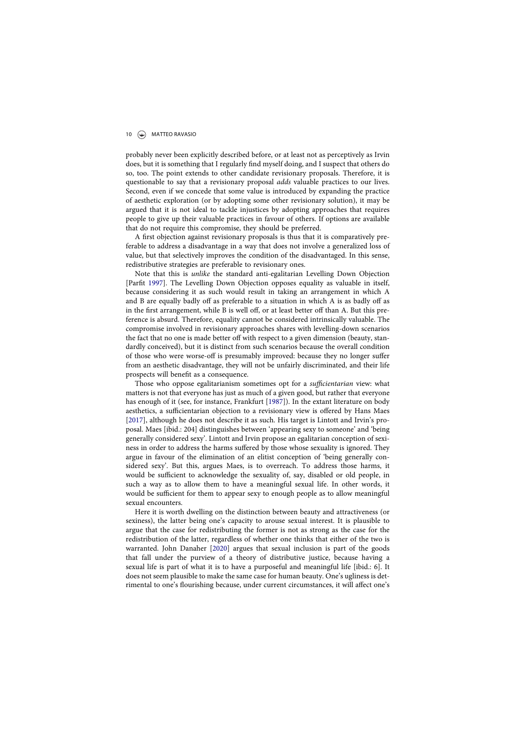probably never been explicitly described before, or at least not as perceptively as Irvin does, but it is something that I regularly find myself doing, and I suspect that others do so, too. The point extends to other candidate revisionary proposals. Therefore, it is questionable to say that a revisionary proposal *adds* valuable practices to our lives. Second, even if we concede that some value is introduced by expanding the practice of aesthetic exploration (or by adopting some other revisionary solution), it may be argued that it is not ideal to tackle injustices by adopting approaches that requires people to give up their valuable practices in favour of others. If options are available that do not require this compromise, they should be preferred.

A first objection against revisionary proposals is thus that it is comparatively preferable to address a disadvantage in a way that does not involve a generalized loss of value, but that selectively improves the condition of the disadvantaged. In this sense, redistributive strategies are preferable to revisionary ones.

Note that this is *unlike* the standard anti-egalitarian Levelling Down Objection [Parfit 1997]. The Levelling Down Objection opposes equality as valuable in itself, because considering it as such would result in taking an arrangement in which A and B are equally badly off as preferable to a situation in which A is as badly off as in the first arrangement, while B is well off, or at least better off than A. But this preference is absurd. Therefore, equality cannot be considered intrinsically valuable. The compromise involved in revisionary approaches shares with levelling-down scenarios the fact that no one is made better off with respect to a given dimension (beauty, standardly conceived), but it is distinct from such scenarios because the overall condition of those who were worse-off is presumably improved: because they no longer suffer from an aesthetic disadvantage, they will not be unfairly discriminated, and their life prospects will benefit as a consequence.

Those who oppose egalitarianism sometimes opt for a *sufficientarian* view: what matters is not that everyone has just as much of a given good, but rather that everyone has enough of it (see, for instance, Frankfurt [1987]). In the extant literature on body aesthetics, a sufficientarian objection to a revisionary view is offered by Hans Maes [2017], although he does not describe it as such. His target is Lintott and Irvin's proposal. Maes [ibid.: 204] distinguishes between 'appearing sexy to someone' and 'being generally considered sexy'. Lintott and Irvin propose an egalitarian conception of sexiness in order to address the harms suffered by those whose sexuality is ignored. They argue in favour of the elimination of an elitist conception of 'being generally considered sexy'. But this, argues Maes, is to overreach. To address those harms, it would be sufficient to acknowledge the sexuality of, say, disabled or old people, in such a way as to allow them to have a meaningful sexual life. In other words, it would be sufficient for them to appear sexy to enough people as to allow meaningful sexual encounters.

Here it is worth dwelling on the distinction between beauty and attractiveness (or sexiness), the latter being one's capacity to arouse sexual interest. It is plausible to argue that the case for redistributing the former is not as strong as the case for the redistribution of the latter, regardless of whether one thinks that either of the two is warranted. John Danaher [2020] argues that sexual inclusion is part of the goods that fall under the purview of a theory of distributive justice, because having a sexual life is part of what it is to have a purposeful and meaningful life [ibid.: 6]. It does not seem plausible to make the same case for human beauty. One's ugliness is detrimental to one's flourishing because, under current circumstances, it will affect one's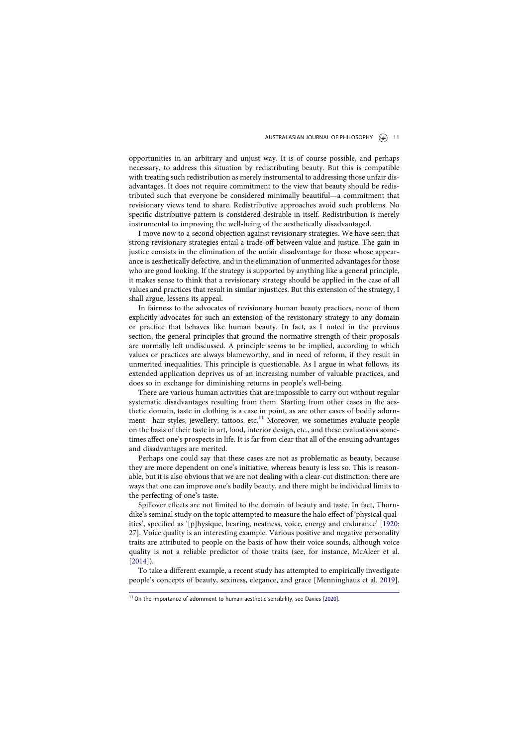opportunities in an arbitrary and unjust way. It is of course possible, and perhaps necessary, to address this situation by redistributing beauty. But this is compatible with treating such redistribution as merely instrumental to addressing those unfair disadvantages. It does not require commitment to the view that beauty should be redistributed such that everyone be considered minimally beautiful—a commitment that revisionary views tend to share. Redistributive approaches avoid such problems. No specific distributive pattern is considered desirable in itself. Redistribution is merely instrumental to improving the well-being of the aesthetically disadvantaged.

I move now to a second objection against revisionary strategies. We have seen that strong revisionary strategies entail a trade-off between value and justice. The gain in justice consists in the elimination of the unfair disadvantage for those whose appearance is aesthetically defective, and in the elimination of unmerited advantages for those who are good looking. If the strategy is supported by anything like a general principle, it makes sense to think that a revisionary strategy should be applied in the case of all values and practices that result in similar injustices. But this extension of the strategy, I shall argue, lessens its appeal.

In fairness to the advocates of revisionary human beauty practices, none of them explicitly advocates for such an extension of the revisionary strategy to any domain or practice that behaves like human beauty. In fact, as I noted in the previous section, the general principles that ground the normative strength of their proposals are normally left undiscussed. A principle seems to be implied, according to which values or practices are always blameworthy, and in need of reform, if they result in unmerited inequalities. This principle is questionable. As I argue in what follows, its extended application deprives us of an increasing number of valuable practices, and does so in exchange for diminishing returns in people's well-being.

There are various human activities that are impossible to carry out without regular systematic disadvantages resulting from them. Starting from other cases in the aesthetic domain, taste in clothing is a case in point, as are other cases of bodily adornment—hair styles, jewellery, tattoos, etc.[11] Moreover, we sometimes evaluate people on the basis of their taste in art, food, interior design, etc., and these evaluations sometimes affect one's prospects in life. It is far from clear that all of the ensuing advantages and disadvantages are merited.

Perhaps one could say that these cases are not as problematic as beauty, because they are more dependent on one's initiative, whereas beauty is less so. This is reasonable, but it is also obvious that we are not dealing with a clear-cut distinction: there are ways that one can improve one's bodily beauty, and there might be individual limits to the perfecting of one's taste.

Spillover effects are not limited to the domain of beauty and taste. In fact, Thorndike's seminal study on the topic attempted to measure the halo effect of 'physical qualities', specified as '[p]hysique, bearing, neatness, voice, energy and endurance' [1920: 27]. Voice quality is an interesting example. Various positive and negative personality traits are attributed to people on the basis of how their voice sounds, although voice quality is not a reliable predictor of those traits (see, for instance, McAleer et al. [2014]).

To take a different example, a recent study has attempted to empirically investigate people's concepts of beauty, sexiness, elegance, and grace [Menninghaus et al. 2019].

---

[11] On the importance of adornment to human aesthetic sensibility, see Davies [2020].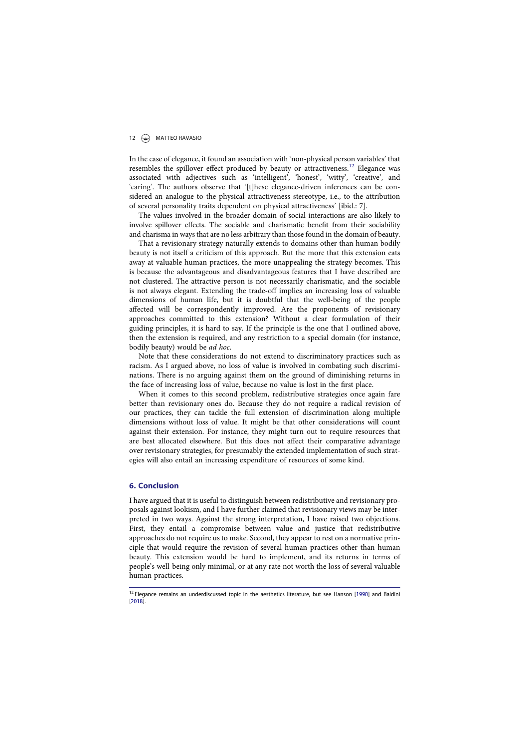In the case of elegance, it found an association with 'non-physical person variables' that resembles the spillover effect produced by beauty or attractiveness.[12] Elegance was associated with adjectives such as 'intelligent', 'honest', 'witty', 'creative', and 'caring'. The authors observe that '[t]hese elegance-driven inferences can be considered an analogue to the physical attractiveness stereotype, i.e., to the attribution of several personality traits dependent on physical attractiveness' [ibid.: 7].

The values involved in the broader domain of social interactions are also likely to involve spillover effects. The sociable and charismatic benefit from their sociability and charisma in ways that are no less arbitrary than those found in the domain of beauty.

That a revisionary strategy naturally extends to domains other than human bodily beauty is not itself a criticism of this approach. But the more that this extension eats away at valuable human practices, the more unappealing the strategy becomes. This is because the advantageous and disadvantageous features that I have described are not clustered. The attractive person is not necessarily charismatic, and the sociable is not always elegant. Extending the trade-off implies an increasing loss of valuable dimensions of human life, but it is doubtful that the well-being of the people affected will be correspondently improved. Are the proponents of revisionary approaches committed to this extension? Without a clear formulation of their guiding principles, it is hard to say. If the principle is the one that I outlined above, then the extension is required, and any restriction to a special domain (for instance, bodily beauty) would be *ad hoc*.

Note that these considerations do not extend to discriminatory practices such as racism. As I argued above, no loss of value is involved in combating such discriminations. There is no arguing against them on the ground of diminishing returns in the face of increasing loss of value, because no value is lost in the first place.

When it comes to this second problem, redistributive strategies once again fare better than revisionary ones do. Because they do not require a radical revision of our practices, they can tackle the full extension of discrimination along multiple dimensions without loss of value. It might be that other considerations will count against their extension. For instance, they might turn out to require resources that are best allocated elsewhere. But this does not affect their comparative advantage over revisionary strategies, for presumably the extended implementation of such strategies will also entail an increasing expenditure of resources of some kind.

## 6. Conclusion

I have argued that it is useful to distinguish between redistributive and revisionary proposals against lookism, and I have further claimed that revisionary views may be interpreted in two ways. Against the strong interpretation, I have raised two objections. First, they entail a compromise between value and justice that redistributive approaches do not require us to make. Second, they appear to rest on a normative principle that would require the revision of several human practices other than human beauty. This extension would be hard to implement, and its returns in terms of people's well-being only minimal, or at any rate not worth the loss of several valuable human practices.

---

[12] Elegance remains an underdiscussed topic in the aesthetics literature, but see Hanson [1990] and Baldini [2018].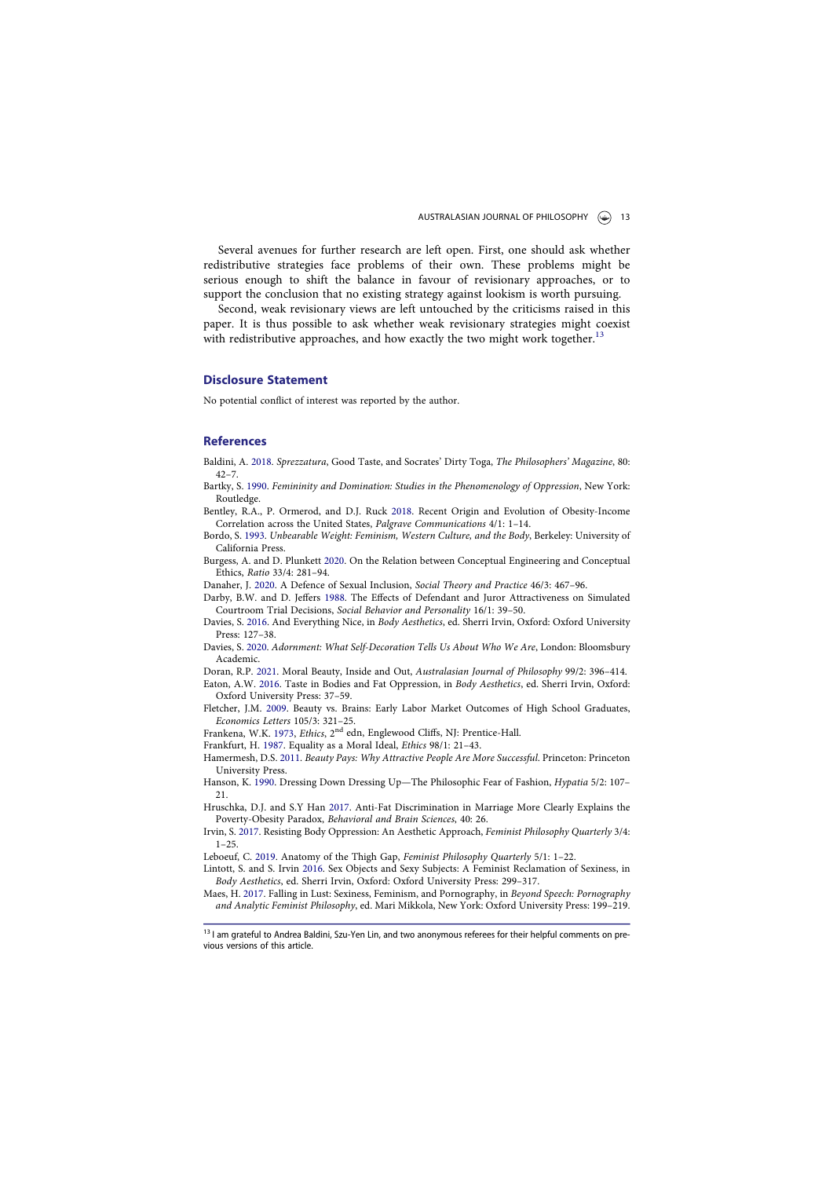Several avenues for further research are left open. First, one should ask whether redistributive strategies face problems of their own. These problems might be serious enough to shift the balance in favour of revisionary approaches, or to support the conclusion that no existing strategy against lookism is worth pursuing.

Second, weak revisionary views are left untouched by the criticisms raised in this paper. It is thus possible to ask whether weak revisionary strategies might coexist with redistributive approaches, and how exactly the two might work together.[13]

## Disclosure Statement

No potential conflict of interest was reported by the author.

## References

Baldini, A. 2018. *Sprezzatura*, Good Taste, and Socrates' Dirty Toga, *The Philosophers' Magazine*, 80: 42–7.

Bartky, S. 1990. *Femininity and Domination: Studies in the Phenomenology of Oppression*, New York: Routledge.

Bentley, R.A., P. Ormerod, and D.J. Ruck 2018. Recent Origin and Evolution of Obesity-Income Correlation across the United States, *Palgrave Communications* 4/1: 1–14.

Bordo, S. 1993. *Unbearable Weight: Feminism, Western Culture, and the Body*, Berkeley: University of California Press.

Burgess, A. and D. Plunkett 2020. On the Relation between Conceptual Engineering and Conceptual Ethics, *Ratio* 33/4: 281–94.

Danaher, J. 2020. A Defence of Sexual Inclusion, *Social Theory and Practice* 46/3: 467–96.

Darby, B.W. and D. Jeffers 1988. The Effects of Defendant and Juror Attractiveness on Simulated Courtroom Trial Decisions, *Social Behavior and Personality* 16/1: 39–50.

Davies, S. 2016. And Everything Nice, in *Body Aesthetics*, ed. Sherri Irvin, Oxford: Oxford University Press: 127–38.

Davies, S. 2020. *Adornment: What Self-Decoration Tells Us About Who We Are*, London: Bloomsbury Academic.

Doran, R.P. 2021. Moral Beauty, Inside and Out, *Australasian Journal of Philosophy* 99/2: 396–414.

Eaton, A.W. 2016. Taste in Bodies and Fat Oppression, in *Body Aesthetics*, ed. Sherri Irvin, Oxford: Oxford University Press: 37–59.

Fletcher, J.M. 2009. Beauty vs. Brains: Early Labor Market Outcomes of High School Graduates, *Economics Letters* 105/3: 321–25.

Frankena, W.K. 1973, *Ethics*, 2nd edn, Englewood Cliffs, NJ: Prentice-Hall.

Frankfurt, H. 1987. Equality as a Moral Ideal, *Ethics* 98/1: 21–43.

Hamermesh, D.S. 2011. *Beauty Pays: Why Attractive People Are More Successful*. Princeton: Princeton University Press.

Hanson, K. 1990. Dressing Down Dressing Up—The Philosophic Fear of Fashion, *Hypatia* 5/2: 107–21.

Hruschka, D.J. and S.Y Han 2017. Anti-Fat Discrimination in Marriage More Clearly Explains the Poverty-Obesity Paradox, *Behavioral and Brain Sciences*, 40: 26.

Irvin, S. 2017. Resisting Body Oppression: An Aesthetic Approach, *Feminist Philosophy Quarterly* 3/4: 1–25.

Leboeuf, C. 2019. Anatomy of the Thigh Gap, *Feminist Philosophy Quarterly* 5/1: 1–22.

Lintott, S. and S. Irvin 2016. Sex Objects and Sexy Subjects: A Feminist Reclamation of Sexiness, in *Body Aesthetics*, ed. Sherri Irvin, Oxford: Oxford University Press: 299–317.

Maes, H. 2017. Falling in Lust: Sexiness, Feminism, and Pornography, in *Beyond Speech: Pornography and Analytic Feminist Philosophy*, ed. Mari Mikkola, New York: Oxford University Press: 199–219.

---

[13] I am grateful to Andrea Baldini, Szu-Yen Lin, and two anonymous referees for their helpful comments on previous versions of this article.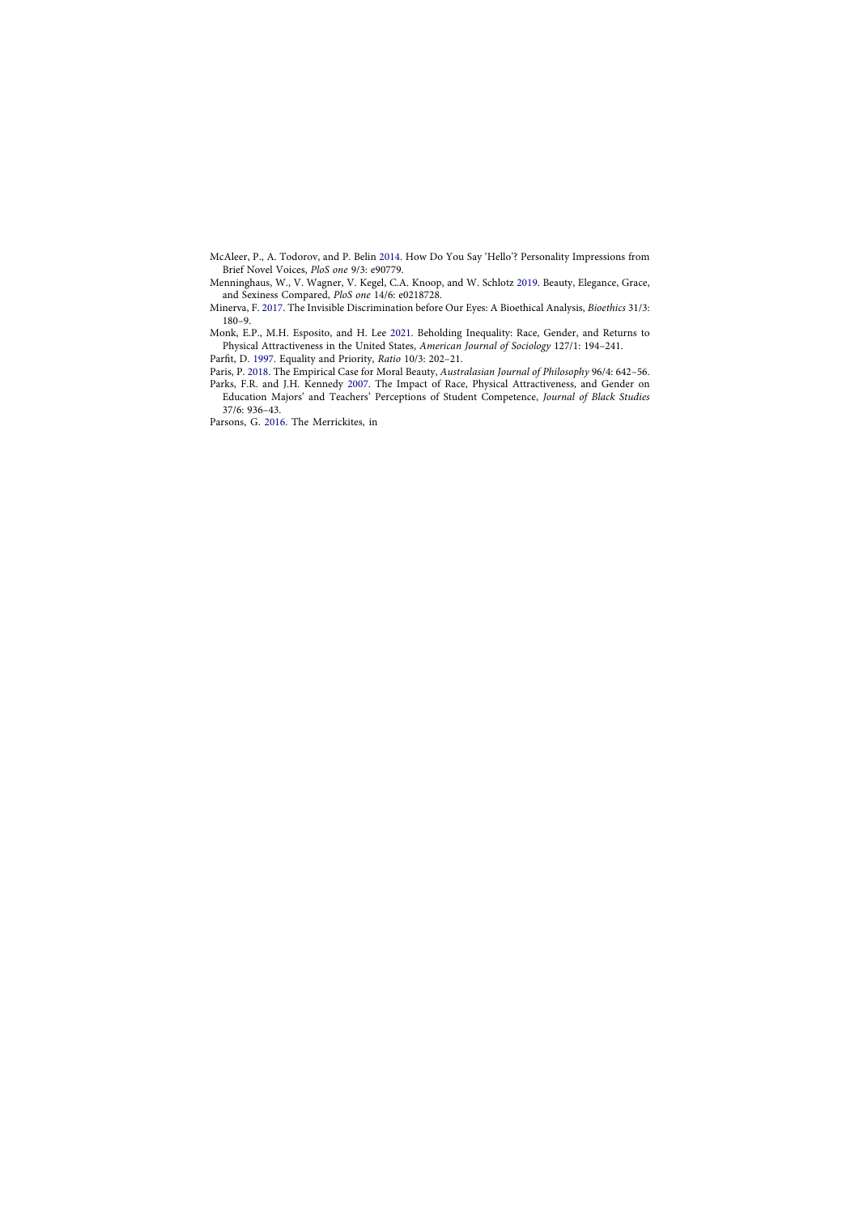McAleer, P., A. Todorov, and P. Belin 2014. How Do You Say 'Hello'? Personality Impressions from Brief Novel Voices, *PloS one* 9/3: e90779.

Menninghaus, W., V. Wagner, V. Kegel, C.A. Knoop, and W. Schlotz 2019. Beauty, Elegance, Grace, and Sexiness Compared, *PloS one* 14/6: e0218728.

Minerva, F. 2017. The Invisible Discrimination before Our Eyes: A Bioethical Analysis, *Bioethics* 31/3: 180–9.

Monk, E.P., M.H. Esposito, and H. Lee 2021. Beholding Inequality: Race, Gender, and Returns to Physical Attractiveness in the United States, *American Journal of Sociology* 127/1: 194–241.

Parfit, D. 1997. Equality and Priority, *Ratio* 10/3: 202–21.

Paris, P. 2018. The Empirical Case for Moral Beauty, *Australasian Journal of Philosophy* 96/4: 642–56.

Parks, F.R. and J.H. Kennedy 2007. The Impact of Race, Physical Attractiveness, and Gender on Education Majors' and Teachers' Perceptions of Student Competence, *Journal of Black Studies* 37/6: 936–43.

Parsons, G. 2016. The Merrickites, in